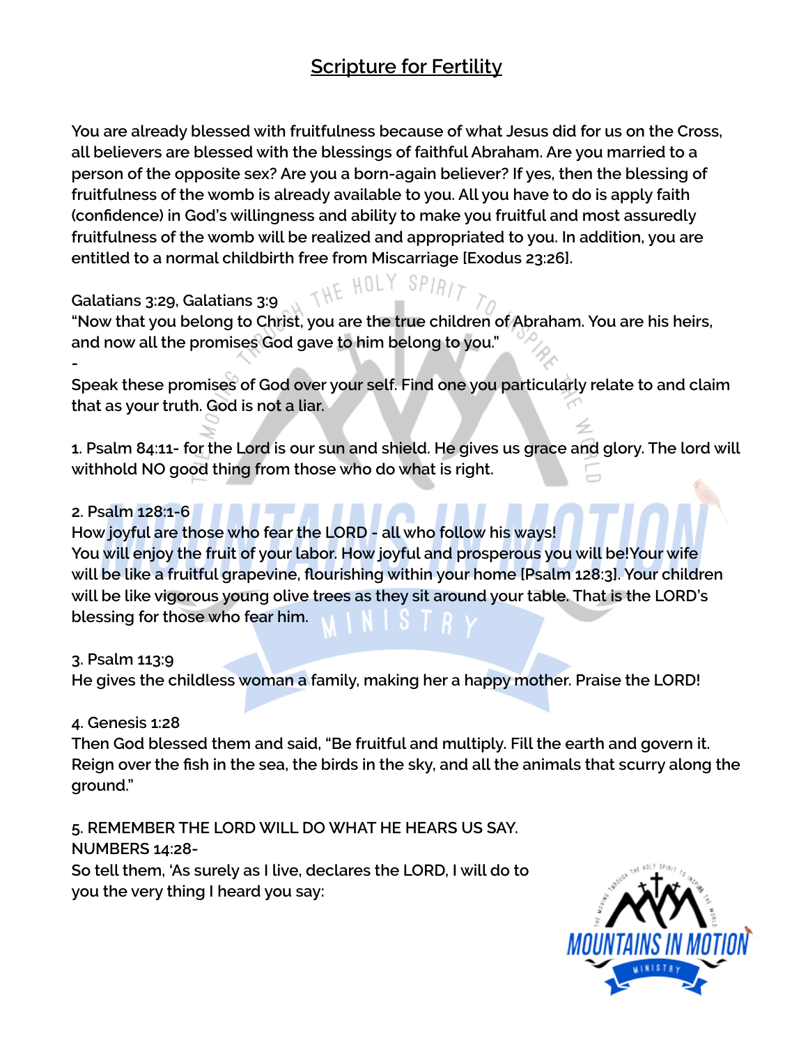# Scripture for Fertility

You are already blessed with fruitfulness because of what Jesus did for us on the Cross, all believers are blessed with the blessings of faithful Abraham. Are you married to a person of the opposite sex? Are you a born-again believer? If yes, then the blessing of fruitfulness of the womb is already available to you. All you have to do is apply faith (confidence) in God's willingness and ability to make you fruitful and most assuredly fruitfulness of the womb will be realized and appropriated to you. In addition, you are entitled to a normal childbirth free from Miscarriage [Exodus 23:26].

Galatians 3:29, Galatians 3:9
"Now that you belong to Christ, you are the true children of Abraham. You are his heirs, and now all the promises God gave to him belong to you."
-
Speak these promises of God over your self. Find one you particularly relate to and claim that as your truth. God is not a liar.

1. Psalm 84:11- for the Lord is our sun and shield. He gives us grace and glory. The lord will withhold NO good thing from those who do what is right.

2. Psalm 128:1-6
How joyful are those who fear the LORD - all who follow his ways!
You will enjoy the fruit of your labor. How joyful and prosperous you will be!Your wife will be like a fruitful grapevine, flourishing within your home [Psalm 128:3]. Your children will be like vigorous young olive trees as they sit around your table. That is the LORD's blessing for those who fear him.

3. Psalm 113:9
He gives the childless woman a family, making her a happy mother. Praise the LORD!

4. Genesis 1:28
Then God blessed them and said, "Be fruitful and multiply. Fill the earth and govern it. Reign over the fish in the sea, the birds in the sky, and all the animals that scurry along the ground."

5. REMEMBER THE LORD WILL DO WHAT HE HEARS US SAY.
NUMBERS 14:28-
So tell them, 'As surely as I live, declares the LORD, I will do to you the very thing I heard you say: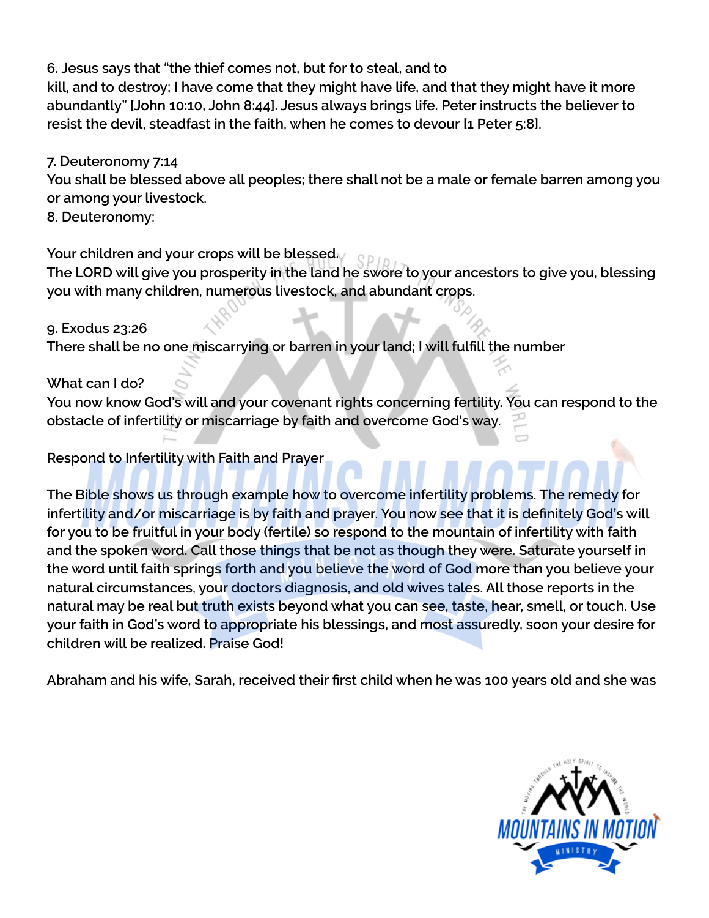6. Jesus says that "the thief comes not, but for to steal, and to kill, and to destroy; I have come that they might have life, and that they might have it more abundantly" [John 10:10, John 8:44]. Jesus always brings life. Peter instructs the believer to resist the devil, steadfast in the faith, when he comes to devour [1 Peter 5:8].

7. Deuteronomy 7:14
You shall be blessed above all peoples; there shall not be a male or female barren among you or among your livestock.

8. Deuteronomy:

Your children and your crops will be blessed.
The LORD will give you prosperity in the land he swore to your ancestors to give you, blessing you with many children, numerous livestock, and abundant crops.

9. Exodus 23:26
There shall be no one miscarrying or barren in your land; I will fulfill the number

What can I do?
You now know God's will and your covenant rights concerning fertility. You can respond to the obstacle of infertility or miscarriage by faith and overcome God's way.

Respond to Infertility with Faith and Prayer

The Bible shows us through example how to overcome infertility problems. The remedy for infertility and/or miscarriage is by faith and prayer. You now see that it is definitely God's will for you to be fruitful in your body (fertile) so respond to the mountain of infertility with faith and the spoken word. Call those things that be not as though they were. Saturate yourself in the word until faith springs forth and you believe the word of God more than you believe your natural circumstances, your doctors diagnosis, and old wives tales. All those reports in the natural may be real but truth exists beyond what you can see, taste, hear, smell, or touch. Use your faith in God's word to appropriate his blessings, and most assuredly, soon your desire for children will be realized. Praise God!

Abraham and his wife, Sarah, received their first child when he was 100 years old and she was